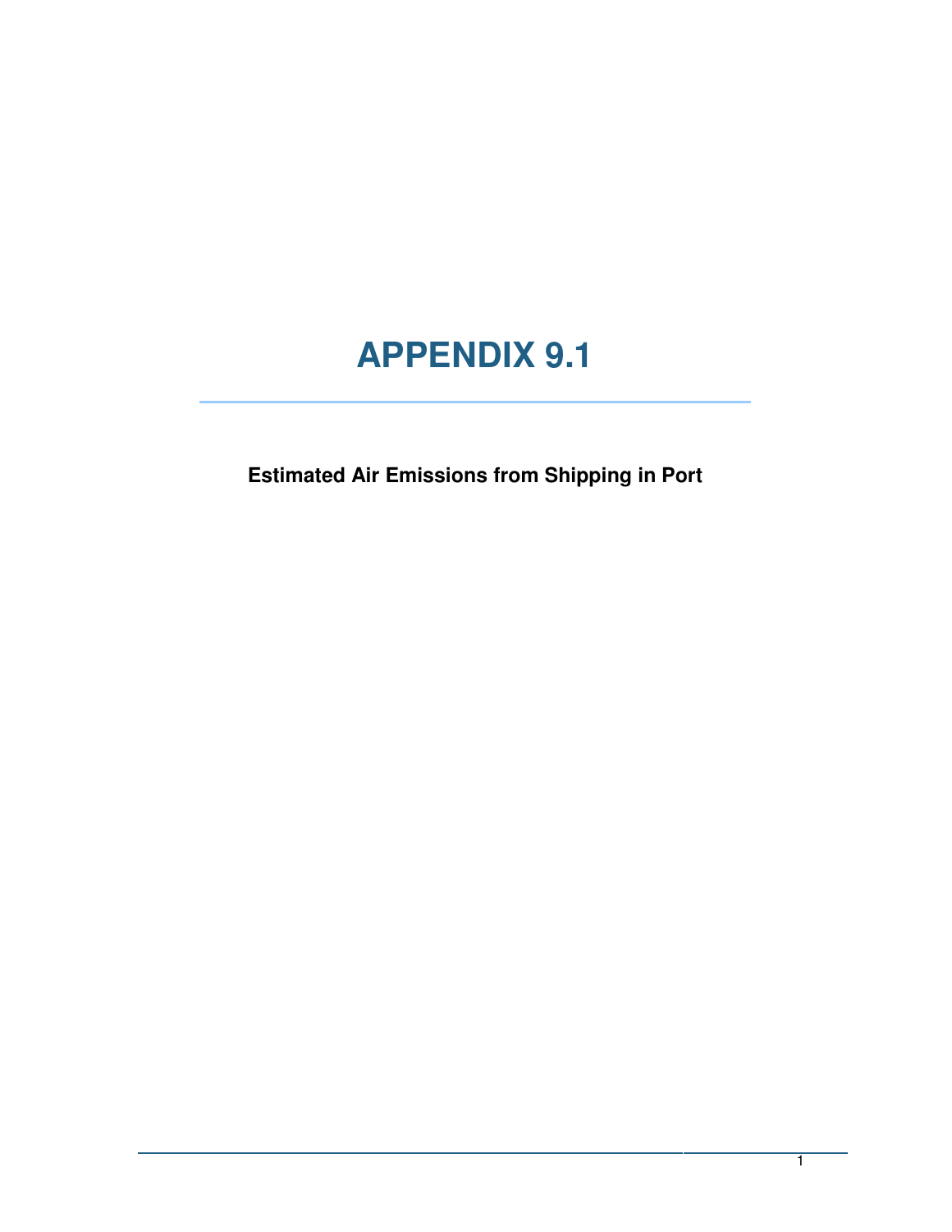# APPENDIX 9.1

**Estimated Air Emissions from Shipping in Port**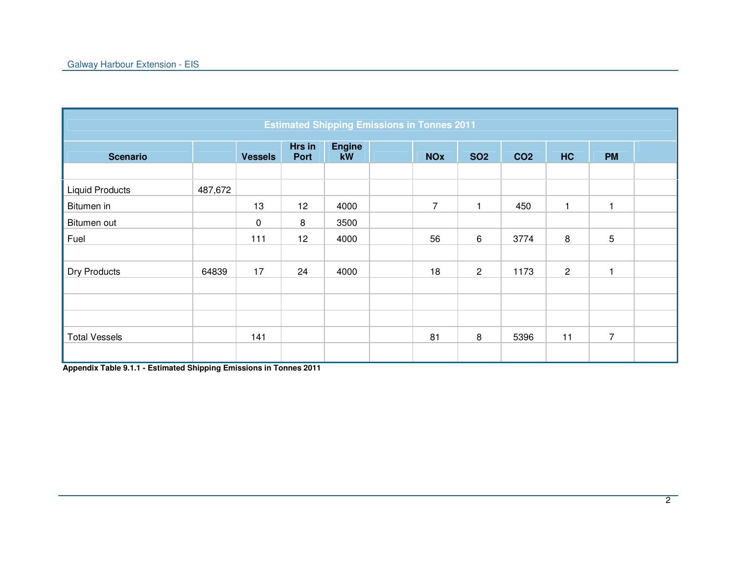| Estimated Shipping Emissions in Tonnes 2011 | | | | | | | | | | | |
|---|---|---|---|---|---|---|---|---|---|---|---|
| **Scenario** | | **Vessels** | **Hrs in Port** | **Engine kW** | | **NOx** | **SO2** | **CO2** | **HC** | **PM** | |
| | | | | | | | | | | | |
| Liquid Products | 487,672 | | | | | | | | | | |
| Bitumen in | | 13 | 12 | 4000 | | 7 | 1 | 450 | 1 | 1 | |
| Bitumen out | | 0 | 8 | 3500 | | | | | | | |
| Fuel | | 111 | 12 | 4000 | | 56 | 6 | 3774 | 8 | 5 | |
| | | | | | | | | | | | |
| Dry Products | 64839 | 17 | 24 | 4000 | | 18 | 2 | 1173 | 2 | 1 | |
| | | | | | | | | | | | |
| | | | | | | | | | | | |
| | | | | | | | | | | | |
| Total Vessels | | 141 | | | | 81 | 8 | 5396 | 11 | 7 | |
| | | | | | | | | | | | |

**Appendix Table 9.1.1 - Estimated Shipping Emissions in Tonnes 2011**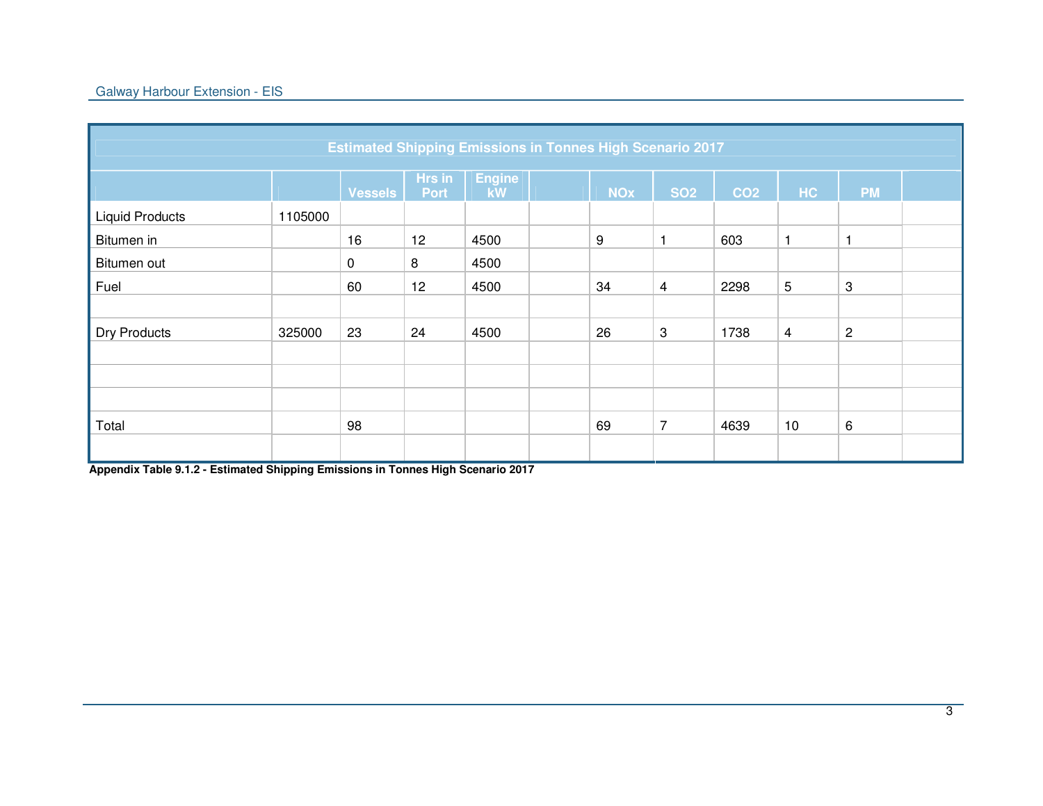| Estimated Shipping Emissions in Tonnes High Scenario 2017 | | | | | | | | | | | |
|---|---|---|---|---|---|---|---|---|---|---|---|
| | | Vessels | Hrs in Port | Engine kW | | NOx | SO2 | CO2 | HC | PM | |
| Liquid Products | 1105000 | | | | | | | | | | |
| Bitumen in | | 16 | 12 | 4500 | | 9 | 1 | 603 | 1 | 1 | |
| Bitumen out | | 0 | 8 | 4500 | | | | | | | |
| Fuel | | 60 | 12 | 4500 | | 34 | 4 | 2298 | 5 | 3 | |
| | | | | | | | | | | | |
| Dry Products | 325000 | 23 | 24 | 4500 | | 26 | 3 | 1738 | 4 | 2 | |
| | | | | | | | | | | | |
| | | | | | | | | | | | |
| | | | | | | | | | | | |
| Total | | 98 | | | | 69 | 7 | 4639 | 10 | 6 | |
| | | | | | | | | | | | |

**Appendix Table 9.1.2 - Estimated Shipping Emissions in Tonnes High Scenario 2017**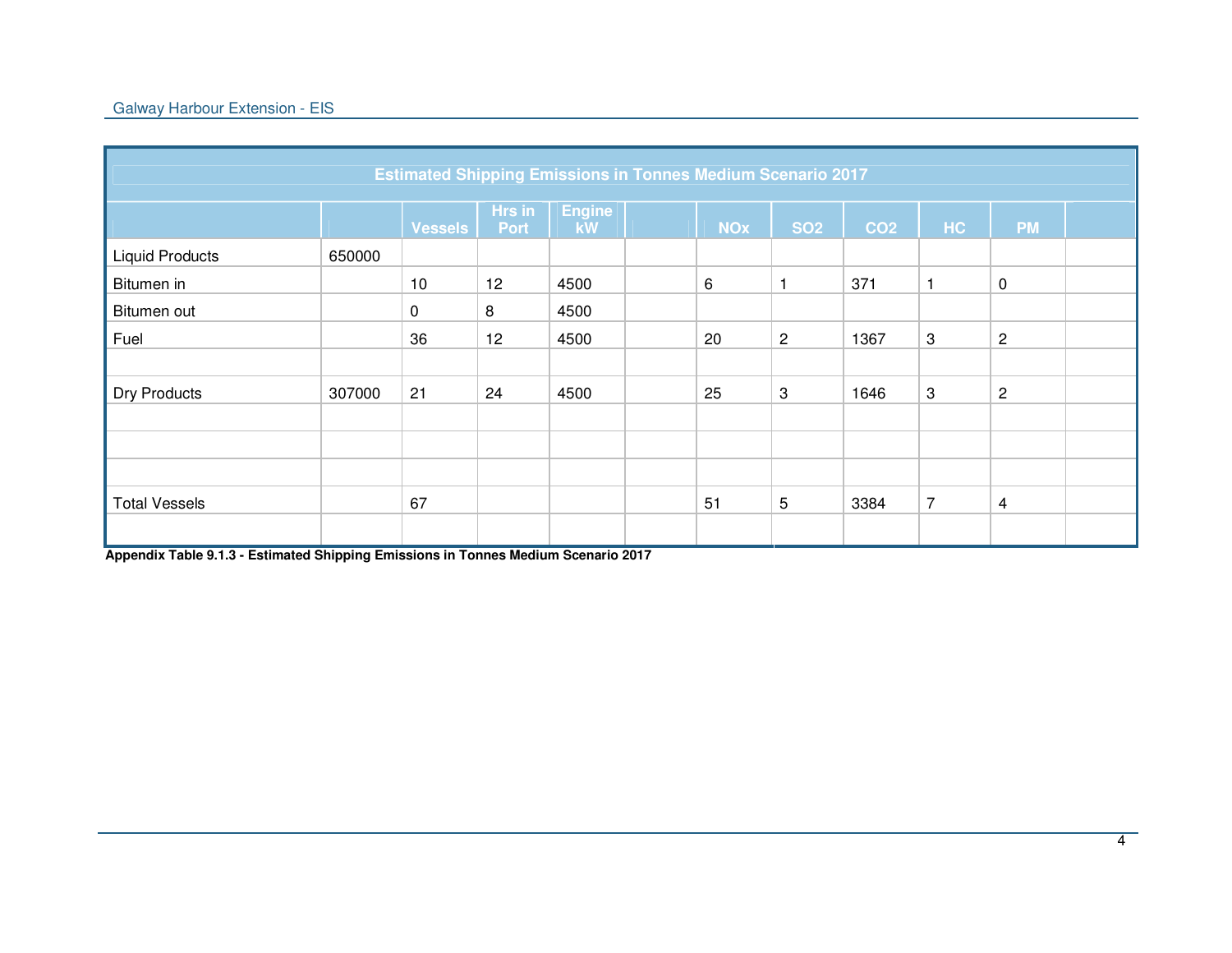| Estimated Shipping Emissions in Tonnes Medium Scenario 2017 | | | | | | | | | | | |
|---|---|---|---|---|---|---|---|---|---|---|---|
| | | Vessels | Hrs in Port | Engine kW | | NOx | SO2 | CO2 | HC | PM | |
| Liquid Products | 650000 | | | | | | | | | | |
| Bitumen in | | 10 | 12 | 4500 | | 6 | 1 | 371 | 1 | 0 | |
| Bitumen out | | 0 | 8 | 4500 | | | | | | | |
| Fuel | | 36 | 12 | 4500 | | 20 | 2 | 1367 | 3 | 2 | |
| | | | | | | | | | | | |
| Dry Products | 307000 | 21 | 24 | 4500 | | 25 | 3 | 1646 | 3 | 2 | |
| | | | | | | | | | | | |
| | | | | | | | | | | | |
| | | | | | | | | | | | |
| Total Vessels | | 67 | | | | 51 | 5 | 3384 | 7 | 4 | |
| | | | | | | | | | | | |

**Appendix Table 9.1.3 - Estimated Shipping Emissions in Tonnes Medium Scenario 2017**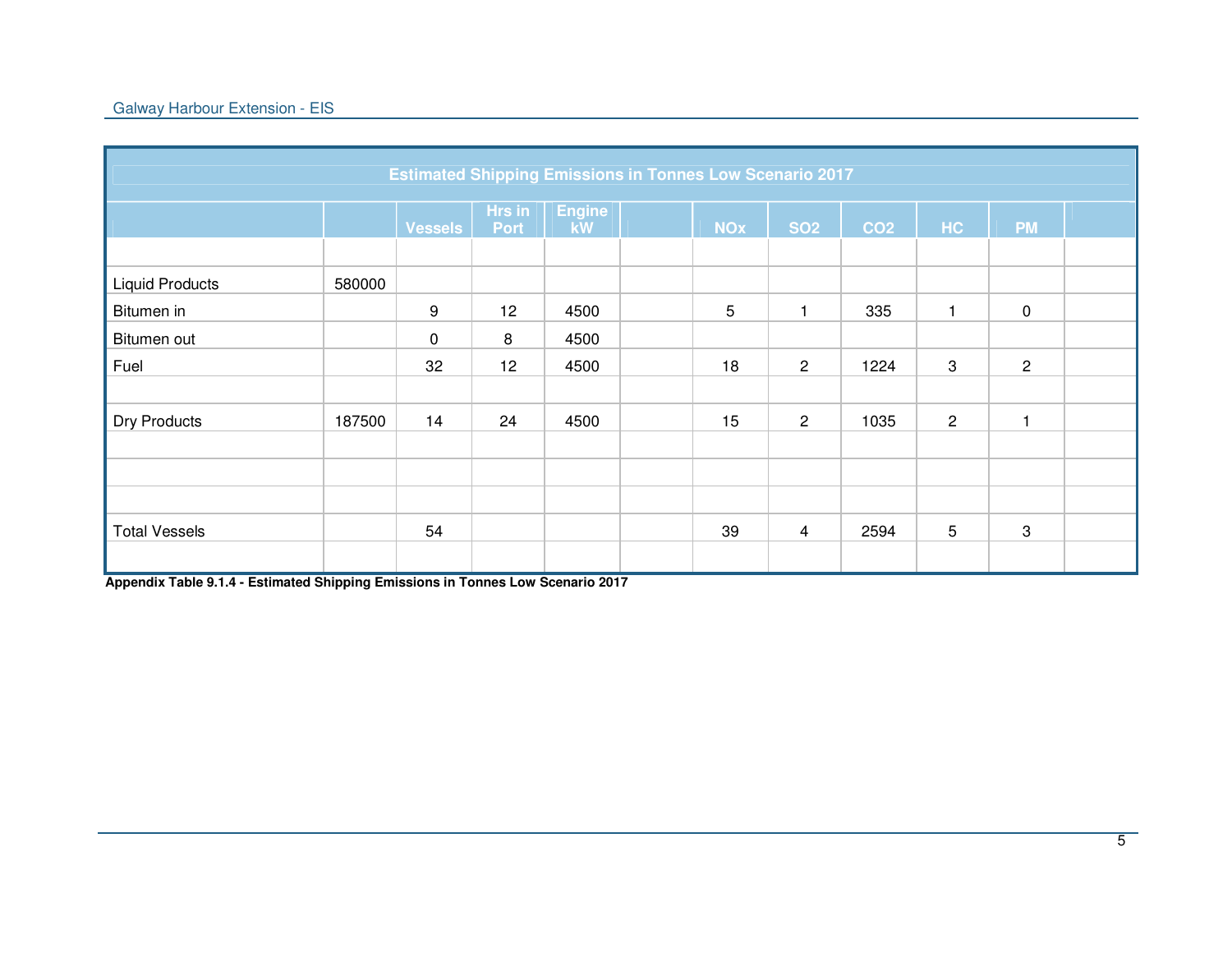| Estimated Shipping Emissions in Tonnes Low Scenario 2017 | | | | | | | | | | | |
|---|---|---|---|---|---|---|---|---|---|---|---|
| | | Vessels | Hrs in Port | Engine kW | | NOx | SO2 | CO2 | HC | PM | |
| | | | | | | | | | | | |
| Liquid Products | 580000 | | | | | | | | | | |
| Bitumen in | | 9 | 12 | 4500 | | 5 | 1 | 335 | 1 | 0 | |
| Bitumen out | | 0 | 8 | 4500 | | | | | | | |
| Fuel | | 32 | 12 | 4500 | | 18 | 2 | 1224 | 3 | 2 | |
| | | | | | | | | | | | |
| Dry Products | 187500 | 14 | 24 | 4500 | | 15 | 2 | 1035 | 2 | 1 | |
| | | | | | | | | | | | |
| | | | | | | | | | | | |
| | | | | | | | | | | | |
| Total Vessels | | 54 | | | | 39 | 4 | 2594 | 5 | 3 | |
| | | | | | | | | | | | |

**Appendix Table 9.1.4 - Estimated Shipping Emissions in Tonnes Low Scenario 2017**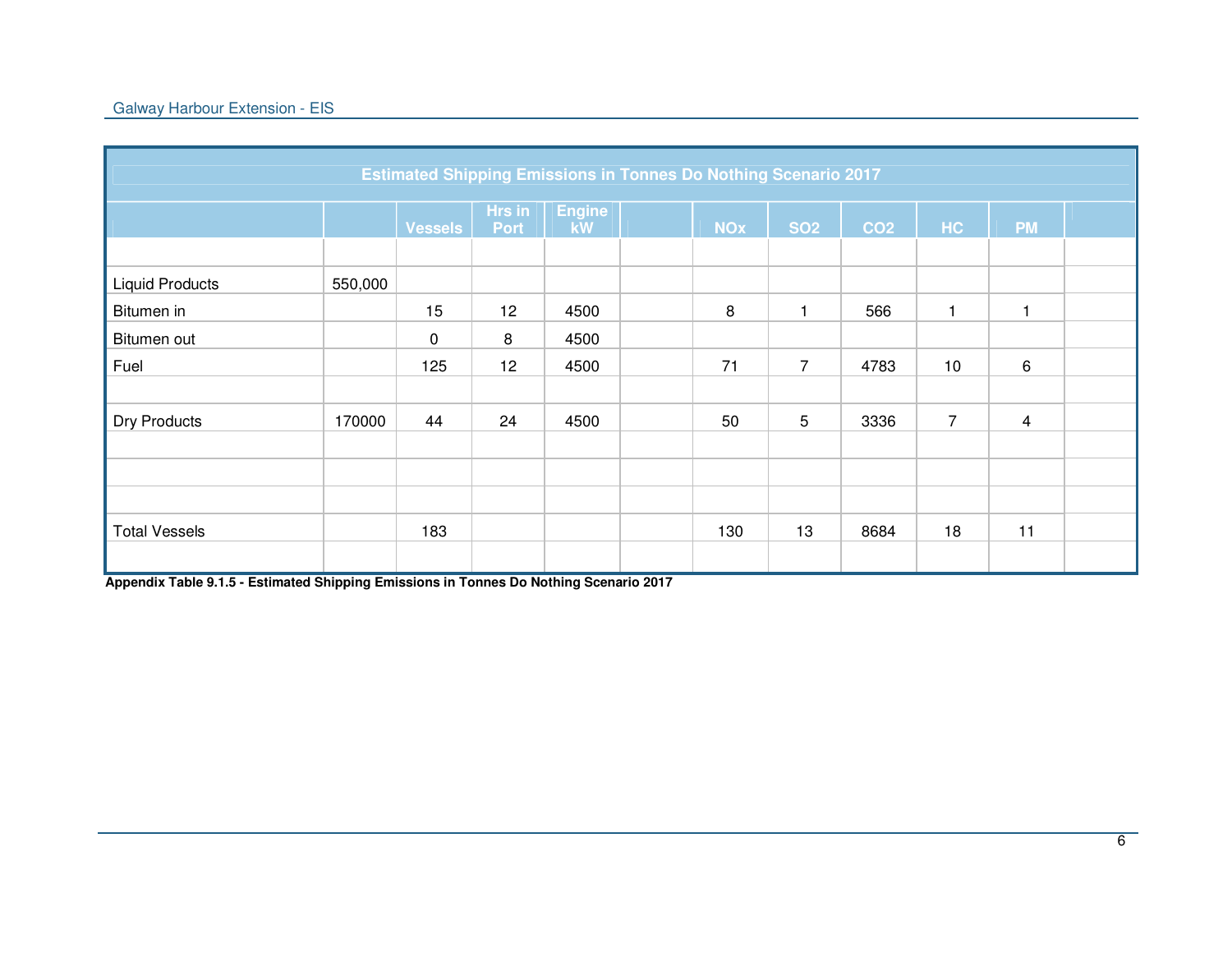| Estimated Shipping Emissions in Tonnes Do Nothing Scenario 2017 | | | | | | | | | | | |
|---|---|---|---|---|---|---|---|---|---|---|---|
| | | Vessels | Hrs in Port | Engine kW | | NOx | SO2 | CO2 | HC | PM | |
| | | | | | | | | | | | |
| Liquid Products | 550,000 | | | | | | | | | | |
| Bitumen in | | 15 | 12 | 4500 | | 8 | 1 | 566 | 1 | 1 | |
| Bitumen out | | 0 | 8 | 4500 | | | | | | | |
| Fuel | | 125 | 12 | 4500 | | 71 | 7 | 4783 | 10 | 6 | |
| | | | | | | | | | | | |
| Dry Products | 170000 | 44 | 24 | 4500 | | 50 | 5 | 3336 | 7 | 4 | |
| | | | | | | | | | | | |
| | | | | | | | | | | | |
| | | | | | | | | | | | |
| Total Vessels | | 183 | | | | 130 | 13 | 8684 | 18 | 11 | |
| | | | | | | | | | | | |

**Appendix Table 9.1.5 - Estimated Shipping Emissions in Tonnes Do Nothing Scenario 2017**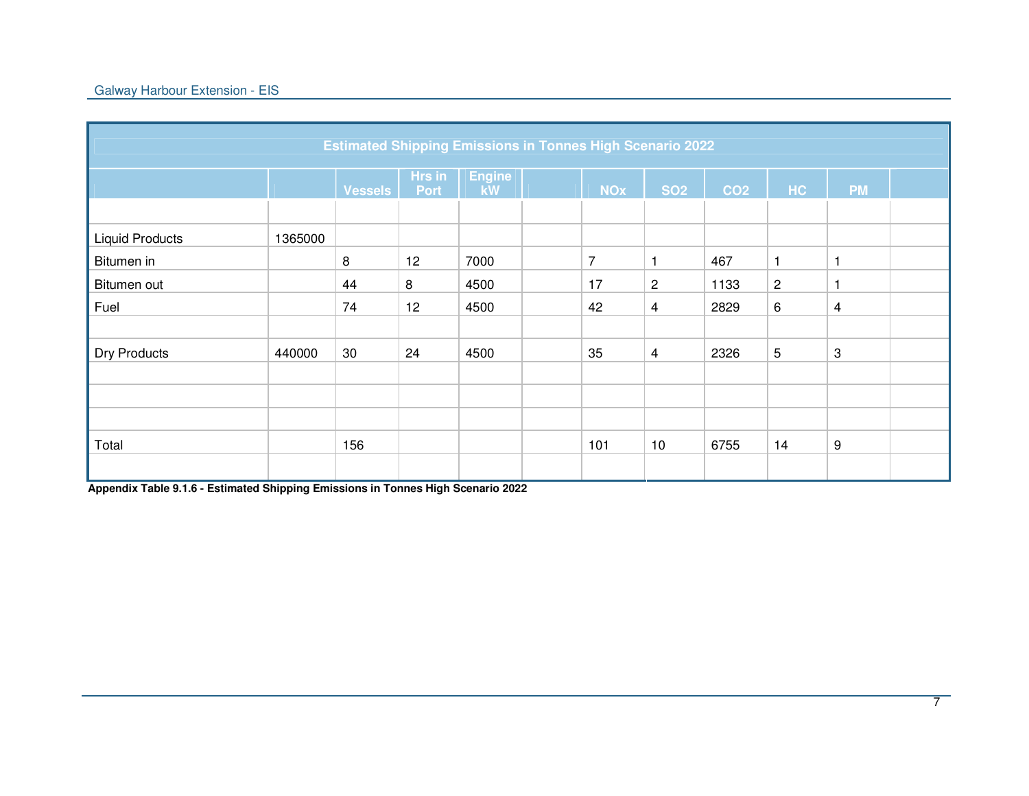| Estimated Shipping Emissions in Tonnes High Scenario 2022 | | | | | | | | | | | |
|---|---|---|---|---|---|---|---|---|---|---|---|
| | | Vessels | Hrs in Port | Engine kW | | NOx | SO2 | CO2 | HC | PM | |
| | | | | | | | | | | | |
| Liquid Products | 1365000 | | | | | | | | | | |
| Bitumen in | | 8 | 12 | 7000 | | 7 | 1 | 467 | 1 | 1 | |
| Bitumen out | | 44 | 8 | 4500 | | 17 | 2 | 1133 | 2 | 1 | |
| Fuel | | 74 | 12 | 4500 | | 42 | 4 | 2829 | 6 | 4 | |
| | | | | | | | | | | | |
| Dry Products | 440000 | 30 | 24 | 4500 | | 35 | 4 | 2326 | 5 | 3 | |
| | | | | | | | | | | | |
| | | | | | | | | | | | |
| | | | | | | | | | | | |
| Total | | 156 | | | | 101 | 10 | 6755 | 14 | 9 | |

**Appendix Table 9.1.6 - Estimated Shipping Emissions in Tonnes High Scenario 2022**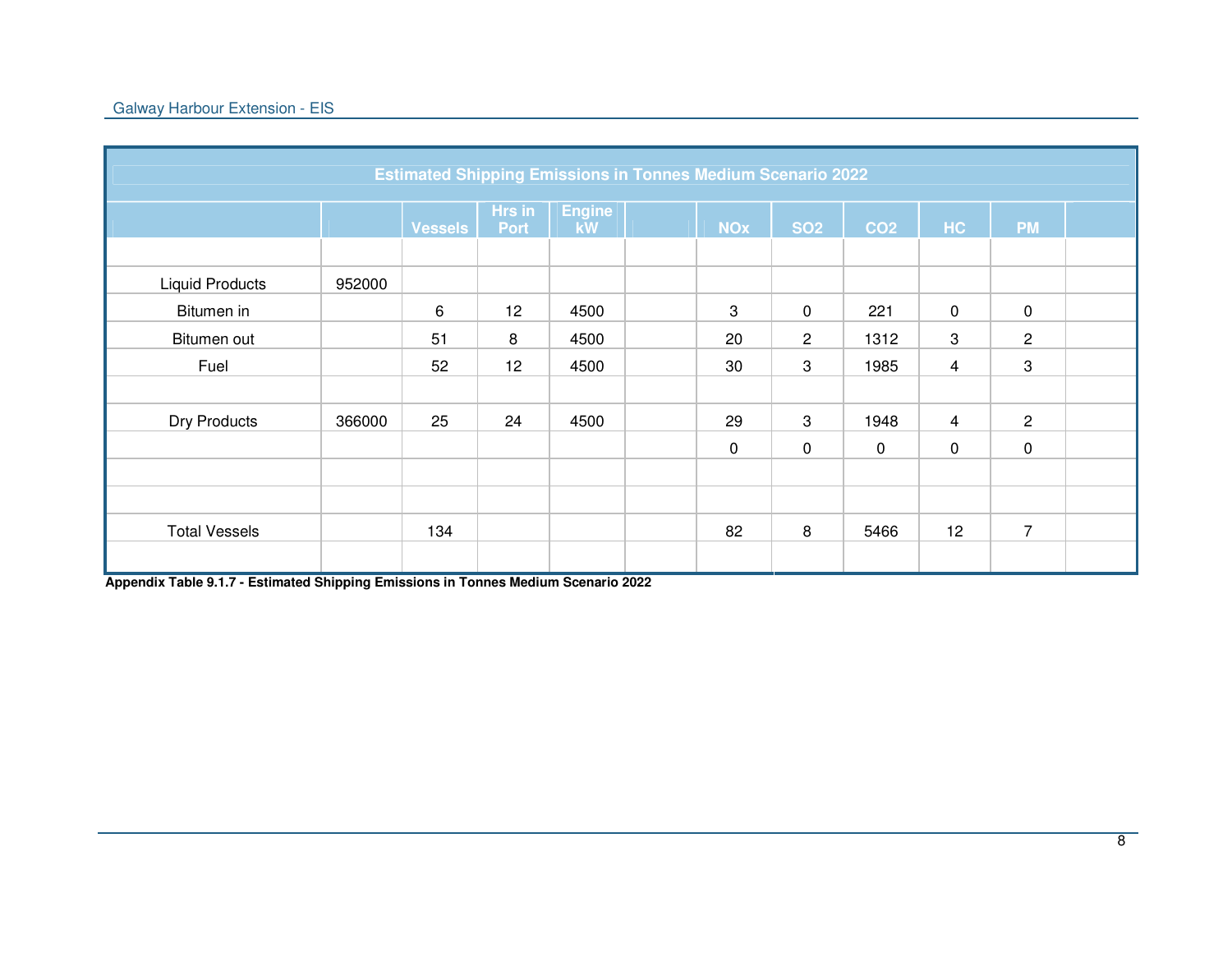| Estimated Shipping Emissions in Tonnes Medium Scenario 2022 | | | | | | | | | | | |
|---|---|---|---|---|---|---|---|---|---|---|---|
| | | Vessels | Hrs in Port | Engine kW | | NOx | SO2 | CO2 | HC | PM | |
| | | | | | | | | | | | |
| Liquid Products | 952000 | | | | | | | | | | |
| Bitumen in | | 6 | 12 | 4500 | | 3 | 0 | 221 | 0 | 0 | |
| Bitumen out | | 51 | 8 | 4500 | | 20 | 2 | 1312 | 3 | 2 | |
| Fuel | | 52 | 12 | 4500 | | 30 | 3 | 1985 | 4 | 3 | |
| | | | | | | | | | | | |
| Dry Products | 366000 | 25 | 24 | 4500 | | 29 | 3 | 1948 | 4 | 2 | |
| | | | | | | 0 | 0 | 0 | 0 | 0 | |
| | | | | | | | | | | | |
| | | | | | | | | | | | |
| Total Vessels | | 134 | | | | 82 | 8 | 5466 | 12 | 7 | |
| | | | | | | | | | | | |

**Appendix Table 9.1.7 - Estimated Shipping Emissions in Tonnes Medium Scenario 2022**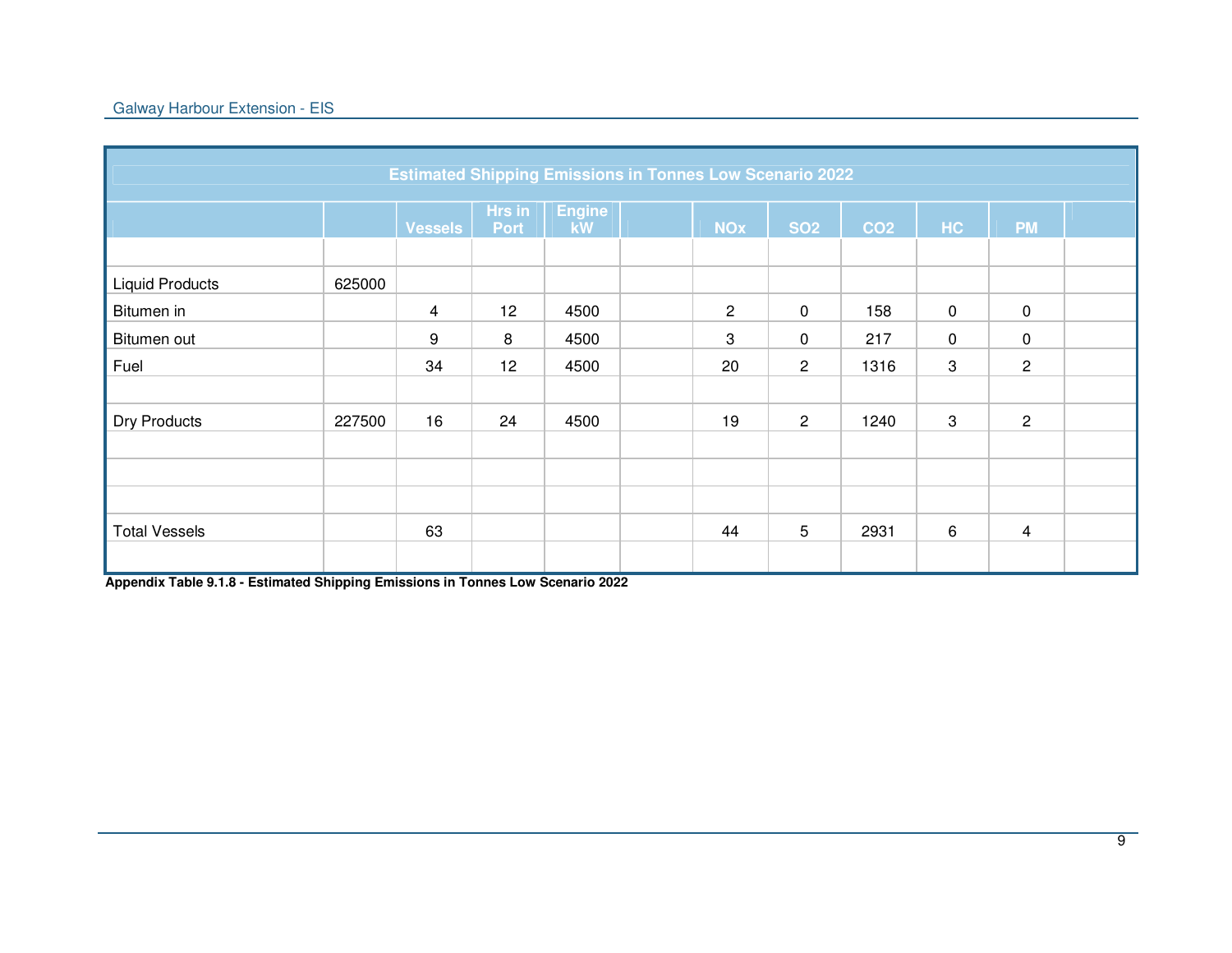| Estimated Shipping Emissions in Tonnes Low Scenario 2022 | | | | | | | | | | | |
|---|---|---|---|---|---|---|---|---|---|---|---|
| | | Vessels | Hrs in Port | Engine kW | | NOx | SO2 | CO2 | HC | PM | |
| | | | | | | | | | | | |
| Liquid Products | 625000 | | | | | | | | | | |
| Bitumen in | | 4 | 12 | 4500 | | 2 | 0 | 158 | 0 | 0 | |
| Bitumen out | | 9 | 8 | 4500 | | 3 | 0 | 217 | 0 | 0 | |
| Fuel | | 34 | 12 | 4500 | | 20 | 2 | 1316 | 3 | 2 | |
| | | | | | | | | | | | |
| Dry Products | 227500 | 16 | 24 | 4500 | | 19 | 2 | 1240 | 3 | 2 | |
| | | | | | | | | | | | |
| | | | | | | | | | | | |
| | | | | | | | | | | | |
| Total Vessels | | 63 | | | | 44 | 5 | 2931 | 6 | 4 | |
| | | | | | | | | | | | |

**Appendix Table 9.1.8 - Estimated Shipping Emissions in Tonnes Low Scenario 2022**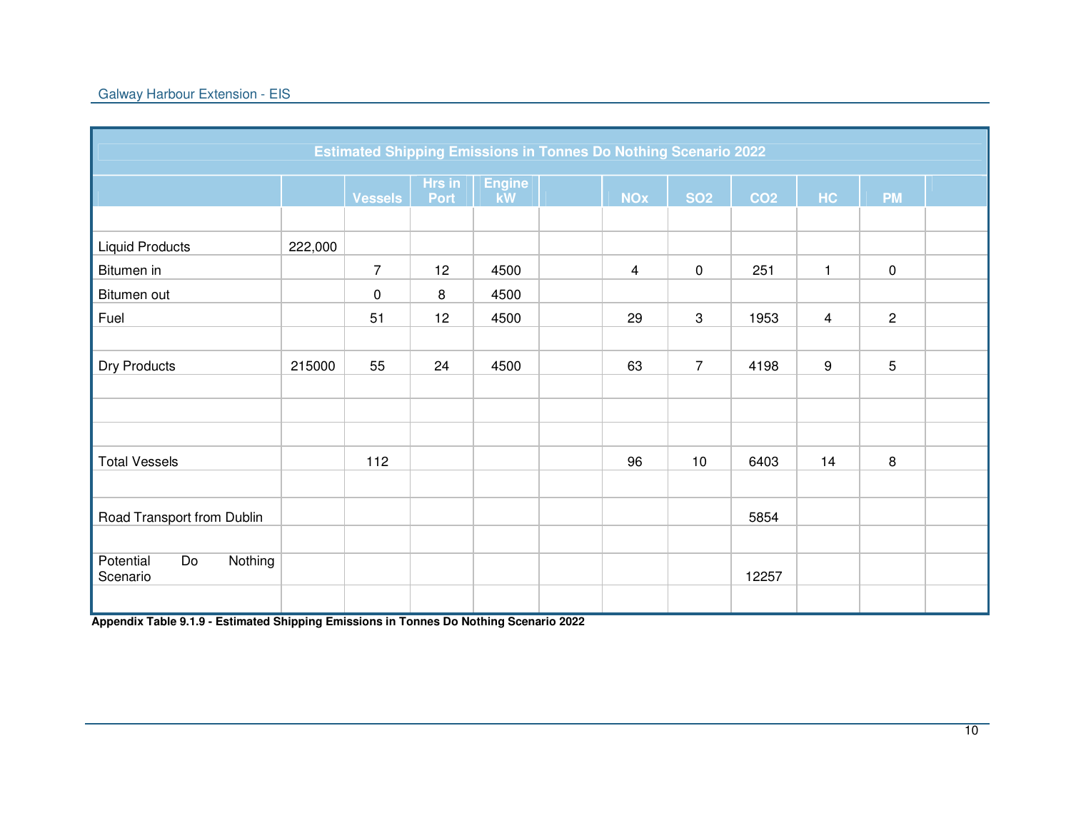| Estimated Shipping Emissions in Tonnes Do Nothing Scenario 2022 | | | | | | | | | | | |
|---|---|---|---|---|---|---|---|---|---|---|---|
| | | Vessels | Hrs in Port | Engine kW | | NOx | SO2 | CO2 | HC | PM | |
| | | | | | | | | | | | |
| Liquid Products | 222,000 | | | | | | | | | | |
| Bitumen in | | 7 | 12 | 4500 | | 4 | 0 | 251 | 1 | 0 | |
| Bitumen out | | 0 | 8 | 4500 | | | | | | | |
| Fuel | | 51 | 12 | 4500 | | 29 | 3 | 1953 | 4 | 2 | |
| | | | | | | | | | | | |
| Dry Products | 215000 | 55 | 24 | 4500 | | 63 | 7 | 4198 | 9 | 5 | |
| | | | | | | | | | | | |
| | | | | | | | | | | | |
| | | | | | | | | | | | |
| Total Vessels | | 112 | | | | 96 | 10 | 6403 | 14 | 8 | |
| | | | | | | | | | | | |
| Road Transport from Dublin | | | | | | | | 5854 | | | |
| | | | | | | | | | | | |
| Potential Do Nothing Scenario | | | | | | | | 12257 | | | |
| | | | | | | | | | | | |

**Appendix Table 9.1.9 - Estimated Shipping Emissions in Tonnes Do Nothing Scenario 2022**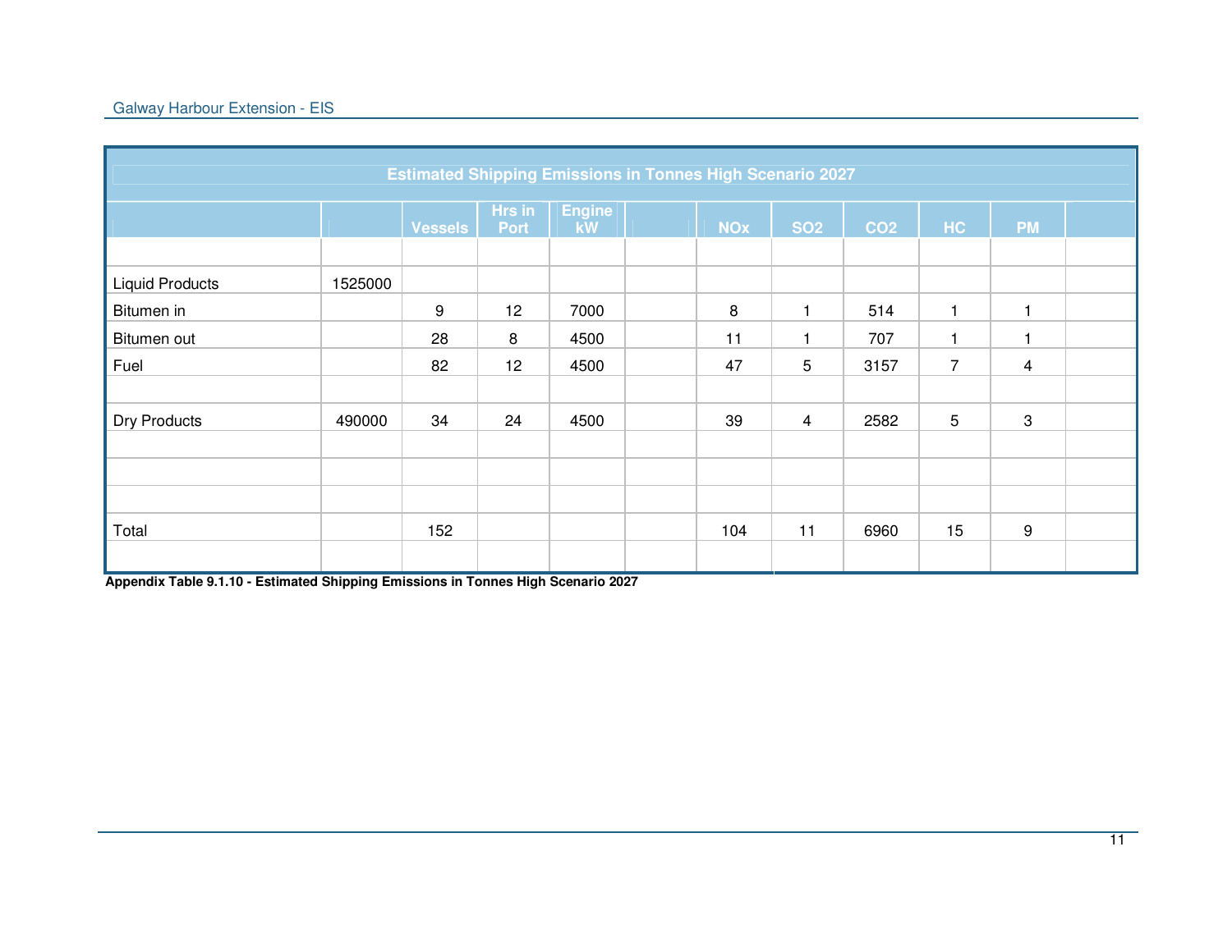| Estimated Shipping Emissions in Tonnes High Scenario 2027 | | | | | | | | | | | |
|---|---|---|---|---|---|---|---|---|---|---|---|
| | | Vessels | Hrs in Port | Engine kW | | NOx | SO2 | CO2 | HC | PM | |
| | | | | | | | | | | | |
| Liquid Products | 1525000 | | | | | | | | | | |
| Bitumen in | | 9 | 12 | 7000 | | 8 | 1 | 514 | 1 | 1 | |
| Bitumen out | | 28 | 8 | 4500 | | 11 | 1 | 707 | 1 | 1 | |
| Fuel | | 82 | 12 | 4500 | | 47 | 5 | 3157 | 7 | 4 | |
| | | | | | | | | | | | |
| Dry Products | 490000 | 34 | 24 | 4500 | | 39 | 4 | 2582 | 5 | 3 | |
| | | | | | | | | | | | |
| | | | | | | | | | | | |
| | | | | | | | | | | | |
| Total | | 152 | | | | 104 | 11 | 6960 | 15 | 9 | |
| | | | | | | | | | | | |

**Appendix Table 9.1.10 - Estimated Shipping Emissions in Tonnes High Scenario 2027**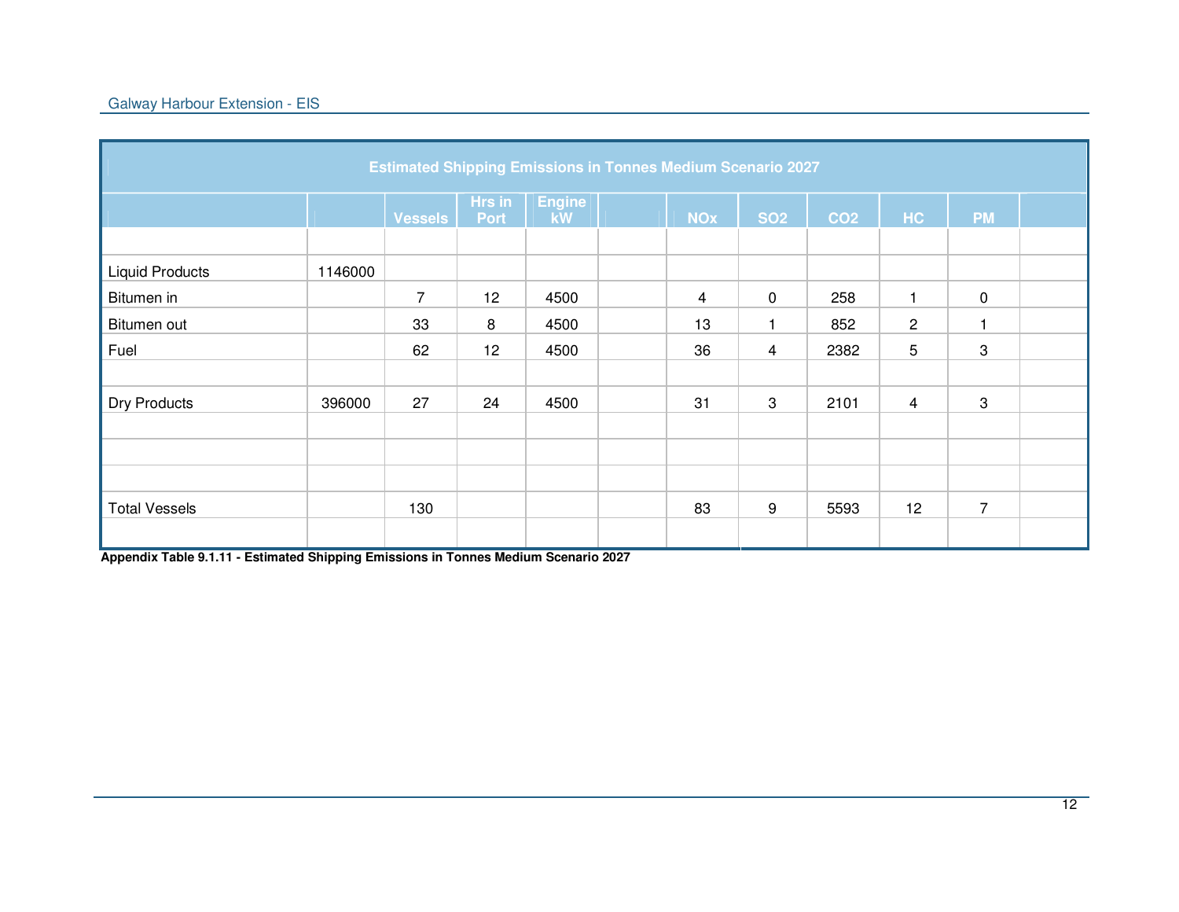| Estimated Shipping Emissions in Tonnes Medium Scenario 2027 | | | | | | | | | | | |
|---|---|---|---|---|---|---|---|---|---|---|---|
| | | Vessels | Hrs in Port | Engine kW | | NOx | SO2 | CO2 | HC | PM | |
| | | | | | | | | | | | |
| Liquid Products | 1146000 | | | | | | | | | | |
| Bitumen in | | 7 | 12 | 4500 | | 4 | 0 | 258 | 1 | 0 | |
| Bitumen out | | 33 | 8 | 4500 | | 13 | 1 | 852 | 2 | 1 | |
| Fuel | | 62 | 12 | 4500 | | 36 | 4 | 2382 | 5 | 3 | |
| | | | | | | | | | | | |
| Dry Products | 396000 | 27 | 24 | 4500 | | 31 | 3 | 2101 | 4 | 3 | |
| | | | | | | | | | | | |
| | | | | | | | | | | | |
| | | | | | | | | | | | |
| Total Vessels | | 130 | | | | 83 | 9 | 5593 | 12 | 7 | |
| | | | | | | | | | | | |

**Appendix Table 9.1.11 - Estimated Shipping Emissions in Tonnes Medium Scenario 2027**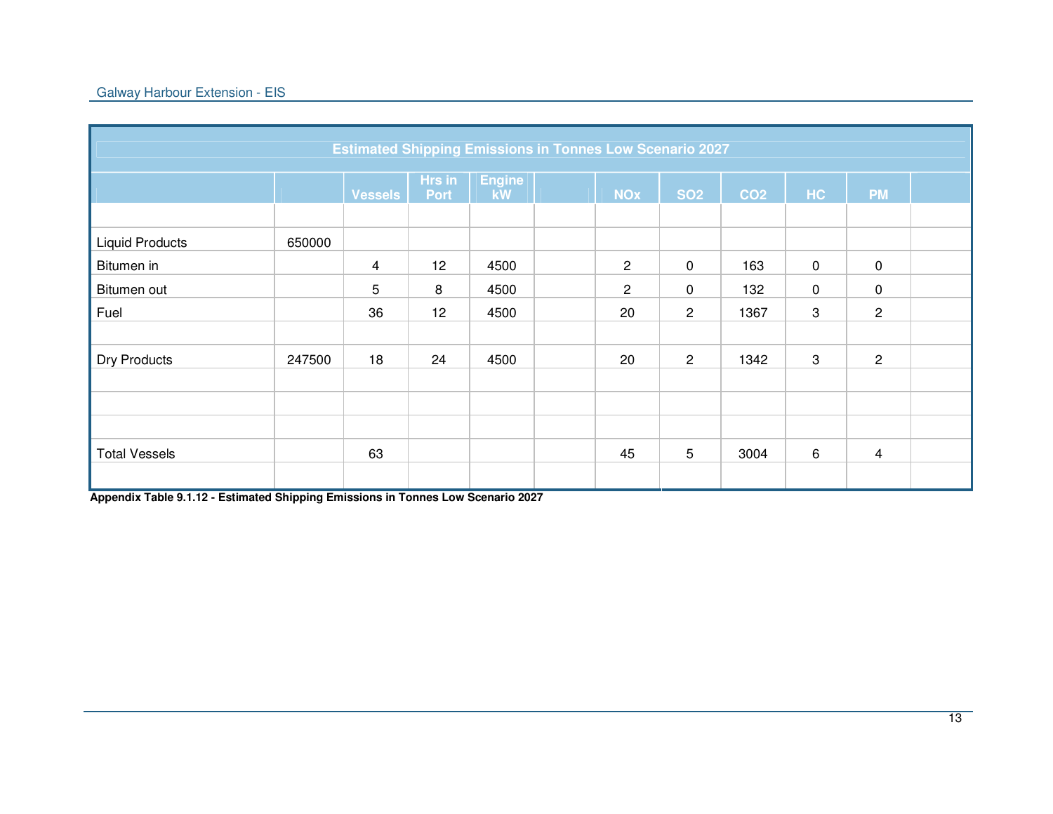| Estimated Shipping Emissions in Tonnes Low Scenario 2027 | | | | | | | | | | | |
|---|---|---|---|---|---|---|---|---|---|---|---|
| | | Vessels | Hrs in Port | Engine kW | | NOx | SO2 | CO2 | HC | PM | |
| | | | | | | | | | | | |
| Liquid Products | 650000 | | | | | | | | | | |
| Bitumen in | | 4 | 12 | 4500 | | 2 | 0 | 163 | 0 | 0 | |
| Bitumen out | | 5 | 8 | 4500 | | 2 | 0 | 132 | 0 | 0 | |
| Fuel | | 36 | 12 | 4500 | | 20 | 2 | 1367 | 3 | 2 | |
| | | | | | | | | | | | |
| Dry Products | 247500 | 18 | 24 | 4500 | | 20 | 2 | 1342 | 3 | 2 | |
| | | | | | | | | | | | |
| | | | | | | | | | | | |
| | | | | | | | | | | | |
| Total Vessels | | 63 | | | | 45 | 5 | 3004 | 6 | 4 | |
| | | | | | | | | | | | |

**Appendix Table 9.1.12 - Estimated Shipping Emissions in Tonnes Low Scenario 2027**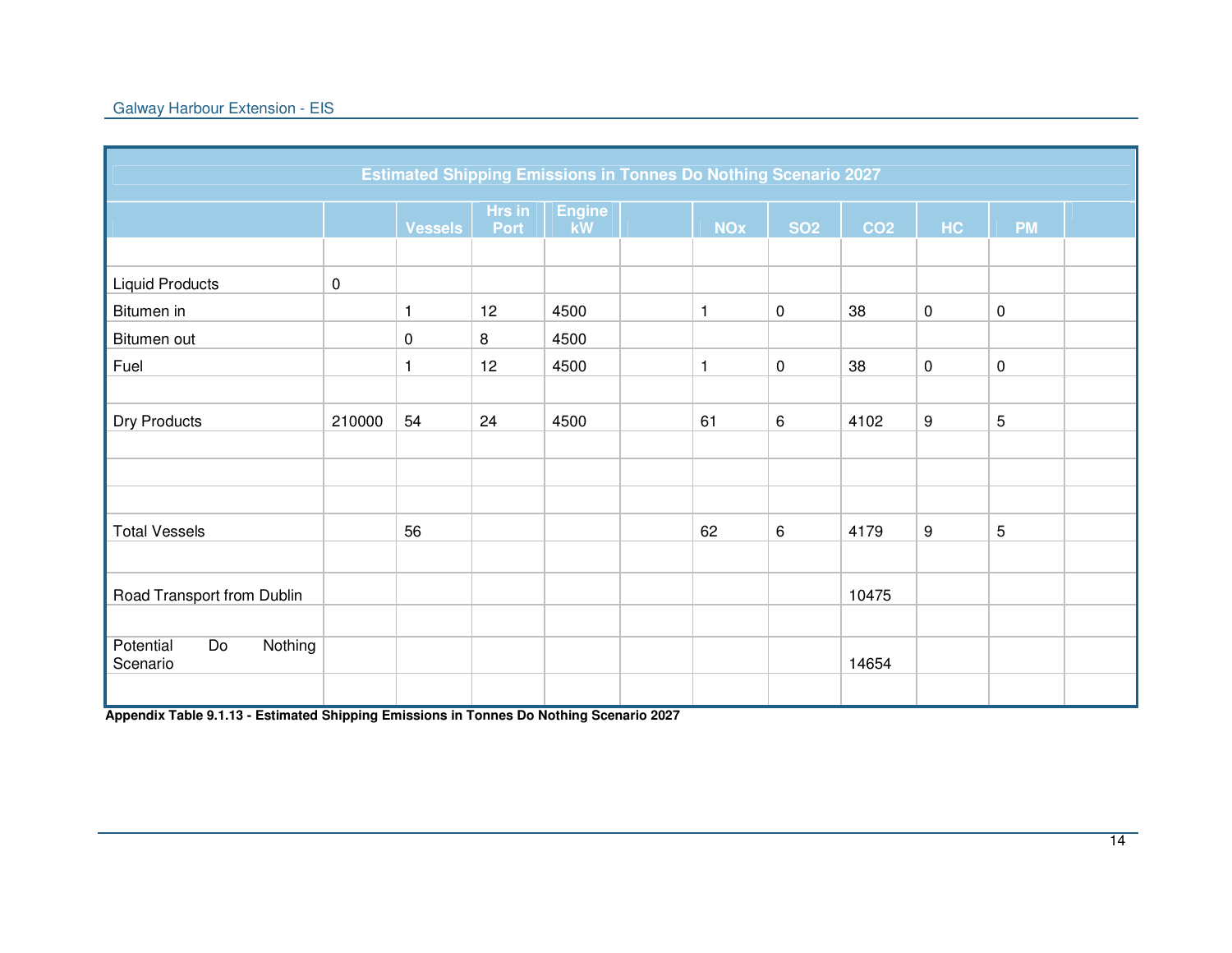| Estimated Shipping Emissions in Tonnes Do Nothing Scenario 2027 | | | | | | | | | | | |
|---|---|---|---|---|---|---|---|---|---|---|---|
| | | Vessels | Hrs in Port | Engine kW | | NOx | SO2 | CO2 | HC | PM | |
| | | | | | | | | | | | |
| Liquid Products | 0 | | | | | | | | | | |
| Bitumen in | | 1 | 12 | 4500 | | 1 | 0 | 38 | 0 | 0 | |
| Bitumen out | | 0 | 8 | 4500 | | | | | | | |
| Fuel | | 1 | 12 | 4500 | | 1 | 0 | 38 | 0 | 0 | |
| | | | | | | | | | | | |
| Dry Products | 210000 | 54 | 24 | 4500 | | 61 | 6 | 4102 | 9 | 5 | |
| | | | | | | | | | | | |
| | | | | | | | | | | | |
| | | | | | | | | | | | |
| Total Vessels | | 56 | | | | 62 | 6 | 4179 | 9 | 5 | |
| | | | | | | | | | | | |
| Road Transport from Dublin | | | | | | | | 10475 | | | |
| | | | | | | | | | | | |
| Potential Do Nothing Scenario | | | | | | | | 14654 | | | |
| | | | | | | | | | | | |

**Appendix Table 9.1.13 - Estimated Shipping Emissions in Tonnes Do Nothing Scenario 2027**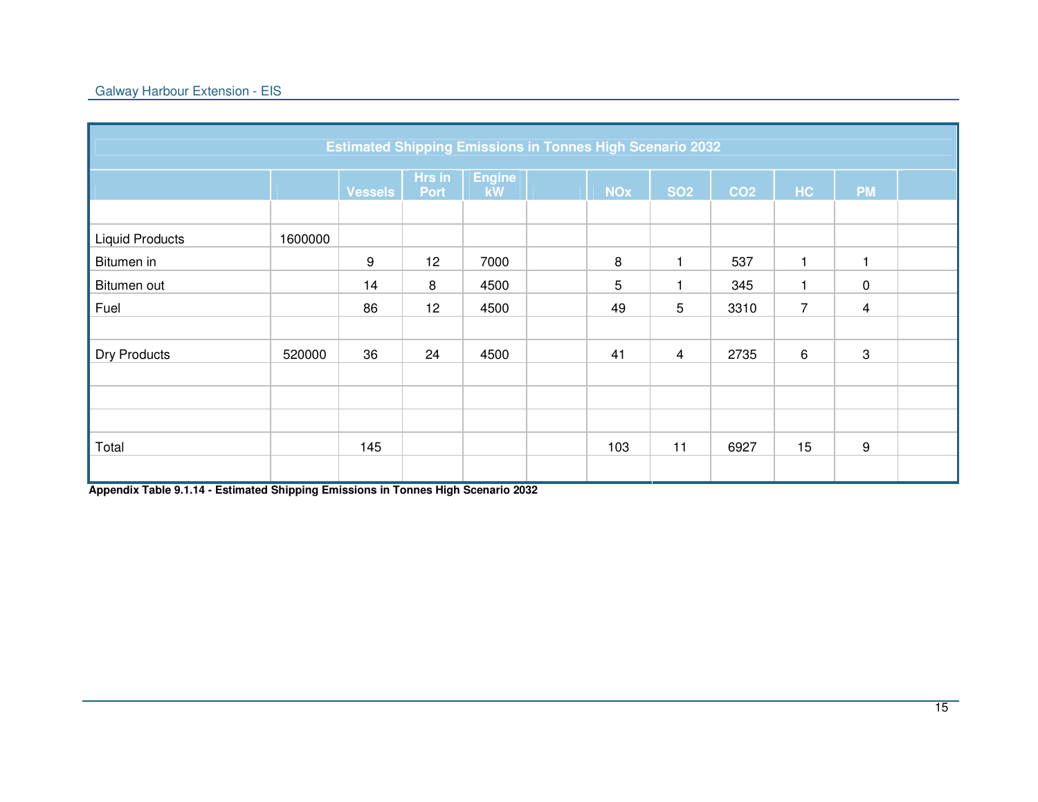| Estimated Shipping Emissions in Tonnes High Scenario 2032 | | | | | | | | | | | |
|---|---|---|---|---|---|---|---|---|---|---|---|
| | | Vessels | Hrs in Port | Engine kW | | NOx | SO2 | CO2 | HC | PM | |
| | | | | | | | | | | | |
| Liquid Products | 1600000 | | | | | | | | | | |
| Bitumen in | | 9 | 12 | 7000 | | 8 | 1 | 537 | 1 | 1 | |
| Bitumen out | | 14 | 8 | 4500 | | 5 | 1 | 345 | 1 | 0 | |
| Fuel | | 86 | 12 | 4500 | | 49 | 5 | 3310 | 7 | 4 | |
| | | | | | | | | | | | |
| Dry Products | 520000 | 36 | 24 | 4500 | | 41 | 4 | 2735 | 6 | 3 | |
| | | | | | | | | | | | |
| | | | | | | | | | | | |
| | | | | | | | | | | | |
| Total | | 145 | | | | 103 | 11 | 6927 | 15 | 9 | |
| | | | | | | | | | | | |

**Appendix Table 9.1.14 - Estimated Shipping Emissions in Tonnes High Scenario 2032**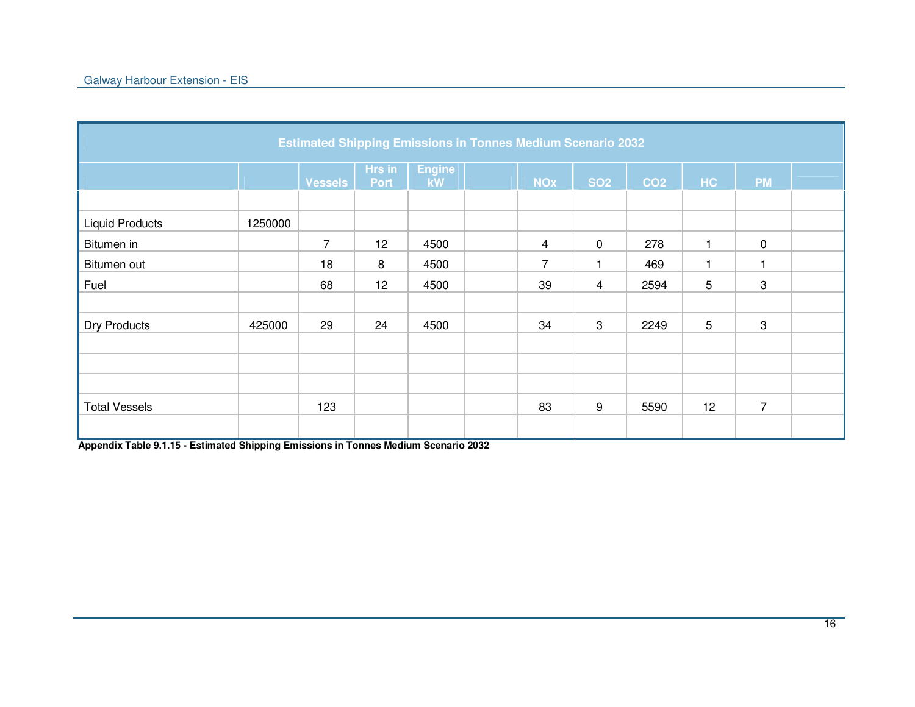| Estimated Shipping Emissions in Tonnes Medium Scenario 2032 | | | | | | | | | | | |
|---|---|---|---|---|---|---|---|---|---|---|---|
| | | Vessels | Hrs in Port | Engine kW | | NOx | SO2 | CO2 | HC | PM | |
| | | | | | | | | | | | |
| Liquid Products | 1250000 | | | | | | | | | | |
| Bitumen in | | 7 | 12 | 4500 | | 4 | 0 | 278 | 1 | 0 | |
| Bitumen out | | 18 | 8 | 4500 | | 7 | 1 | 469 | 1 | 1 | |
| Fuel | | 68 | 12 | 4500 | | 39 | 4 | 2594 | 5 | 3 | |
| | | | | | | | | | | | |
| Dry Products | 425000 | 29 | 24 | 4500 | | 34 | 3 | 2249 | 5 | 3 | |
| | | | | | | | | | | | |
| | | | | | | | | | | | |
| | | | | | | | | | | | |
| Total Vessels | | 123 | | | | 83 | 9 | 5590 | 12 | 7 | |
| | | | | | | | | | | | |

**Appendix Table 9.1.15 - Estimated Shipping Emissions in Tonnes Medium Scenario 2032**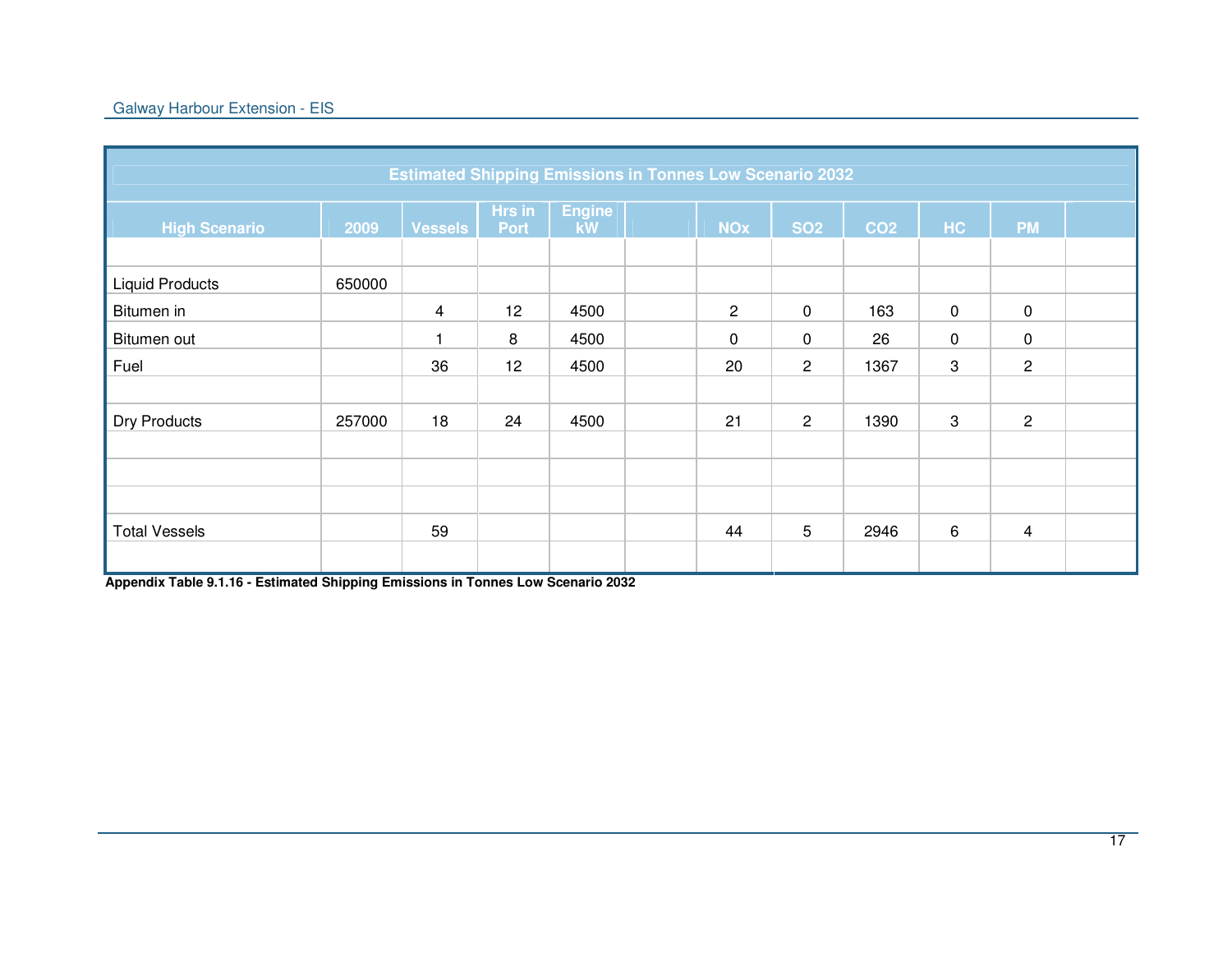| Estimated Shipping Emissions in Tonnes Low Scenario 2032 | | | | | | | | | | | |
|---|---|---|---|---|---|---|---|---|---|---|---|
| High Scenario | 2009 | Vessels | Hrs in Port | Engine kW | | NOx | SO2 | CO2 | HC | PM | |
| | | | | | | | | | | | |
| Liquid Products | 650000 | | | | | | | | | | |
| Bitumen in | | 4 | 12 | 4500 | | 2 | 0 | 163 | 0 | 0 | |
| Bitumen out | | 1 | 8 | 4500 | | 0 | 0 | 26 | 0 | 0 | |
| Fuel | | 36 | 12 | 4500 | | 20 | 2 | 1367 | 3 | 2 | |
| | | | | | | | | | | | |
| Dry Products | 257000 | 18 | 24 | 4500 | | 21 | 2 | 1390 | 3 | 2 | |
| | | | | | | | | | | | |
| | | | | | | | | | | | |
| | | | | | | | | | | | |
| Total Vessels | | 59 | | | | 44 | 5 | 2946 | 6 | 4 | |
| | | | | | | | | | | | |

**Appendix Table 9.1.16 - Estimated Shipping Emissions in Tonnes Low Scenario 2032**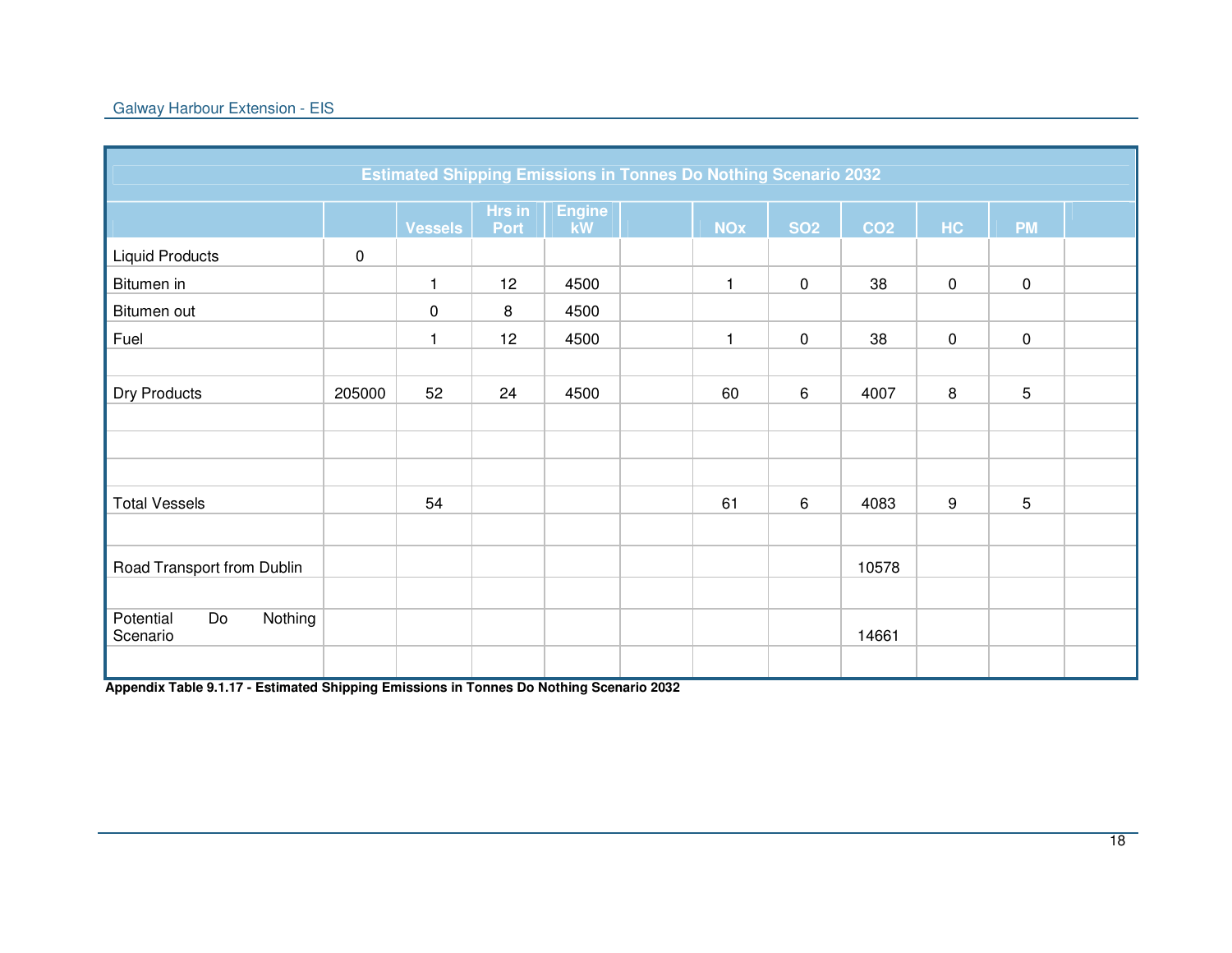| Estimated Shipping Emissions in Tonnes Do Nothing Scenario 2032 | | | | | | | | | | | |
|---|---|---|---|---|---|---|---|---|---|---|---|
| | | Vessels | Hrs in Port | Engine kW | | NOx | SO2 | CO2 | HC | PM | |
| Liquid Products | 0 | | | | | | | | | | |
| Bitumen in | | 1 | 12 | 4500 | | 1 | 0 | 38 | 0 | 0 | |
| Bitumen out | | 0 | 8 | 4500 | | | | | | | |
| Fuel | | 1 | 12 | 4500 | | 1 | 0 | 38 | 0 | 0 | |
| | | | | | | | | | | | |
| Dry Products | 205000 | 52 | 24 | 4500 | | 60 | 6 | 4007 | 8 | 5 | |
| | | | | | | | | | | | |
| | | | | | | | | | | | |
| | | | | | | | | | | | |
| Total Vessels | | 54 | | | | 61 | 6 | 4083 | 9 | 5 | |
| | | | | | | | | | | | |
| Road Transport from Dublin | | | | | | | | 10578 | | | |
| | | | | | | | | | | | |
| Potential Do Nothing Scenario | | | | | | | | 14661 | | | |
| | | | | | | | | | | | |

**Appendix Table 9.1.17 - Estimated Shipping Emissions in Tonnes Do Nothing Scenario 2032**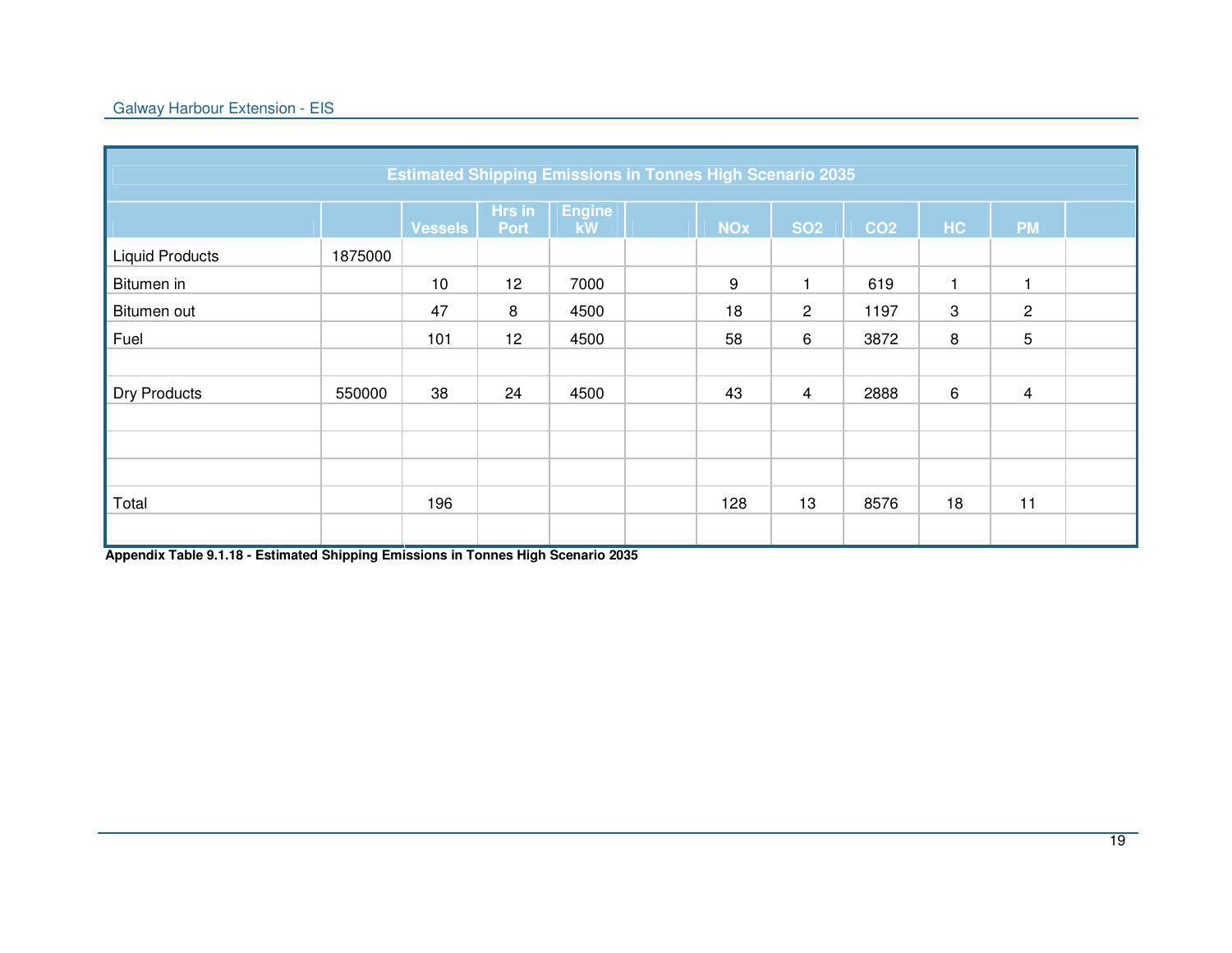| Estimated Shipping Emissions in Tonnes High Scenario 2035 | | | | | | | | | | | |
|---|---|---|---|---|---|---|---|---|---|---|---|
| | | Vessels | Hrs in Port | Engine kW | | NOx | SO2 | CO2 | HC | PM | |
| Liquid Products | 1875000 | | | | | | | | | | |
| Bitumen in | | 10 | 12 | 7000 | | 9 | 1 | 619 | 1 | 1 | |
| Bitumen out | | 47 | 8 | 4500 | | 18 | 2 | 1197 | 3 | 2 | |
| Fuel | | 101 | 12 | 4500 | | 58 | 6 | 3872 | 8 | 5 | |
| | | | | | | | | | | | |
| Dry Products | 550000 | 38 | 24 | 4500 | | 43 | 4 | 2888 | 6 | 4 | |
| | | | | | | | | | | | |
| | | | | | | | | | | | |
| | | | | | | | | | | | |
| Total | | 196 | | | | 128 | 13 | 8576 | 18 | 11 | |
| | | | | | | | | | | | |

**Appendix Table 9.1.18 - Estimated Shipping Emissions in Tonnes High Scenario 2035**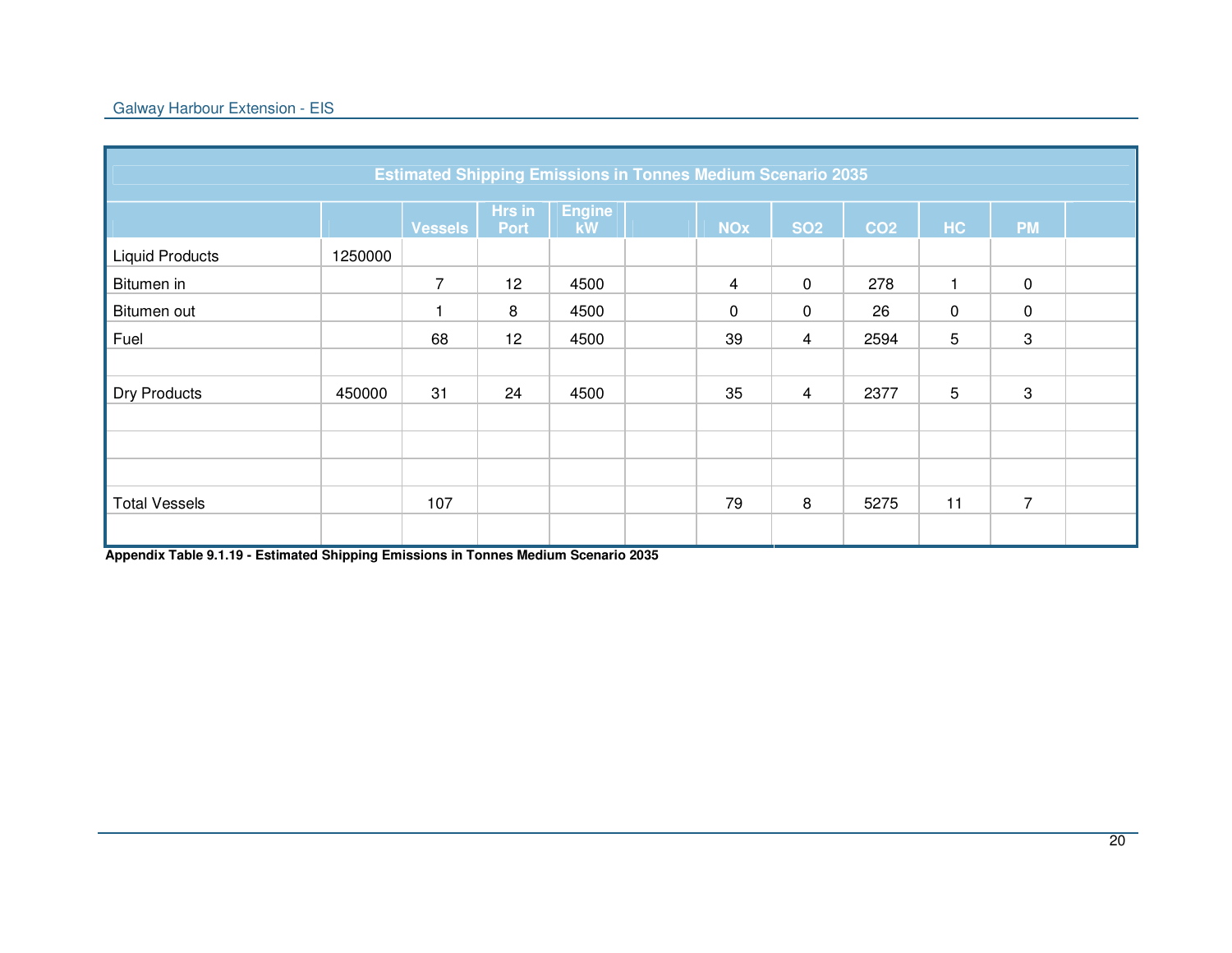| Estimated Shipping Emissions in Tonnes Medium Scenario 2035 | | | | | | | | | | | |
|---|---|---|---|---|---|---|---|---|---|---|---|
| | | Vessels | Hrs in Port | Engine kW | | NOx | SO2 | CO2 | HC | PM | |
| Liquid Products | 1250000 | | | | | | | | | | |
| Bitumen in | | 7 | 12 | 4500 | | 4 | 0 | 278 | 1 | 0 | |
| Bitumen out | | 1 | 8 | 4500 | | 0 | 0 | 26 | 0 | 0 | |
| Fuel | | 68 | 12 | 4500 | | 39 | 4 | 2594 | 5 | 3 | |
| | | | | | | | | | | | |
| Dry Products | 450000 | 31 | 24 | 4500 | | 35 | 4 | 2377 | 5 | 3 | |
| | | | | | | | | | | | |
| | | | | | | | | | | | |
| | | | | | | | | | | | |
| Total Vessels | | 107 | | | | 79 | 8 | 5275 | 11 | 7 | |
| | | | | | | | | | | | |

**Appendix Table 9.1.19 - Estimated Shipping Emissions in Tonnes Medium Scenario 2035**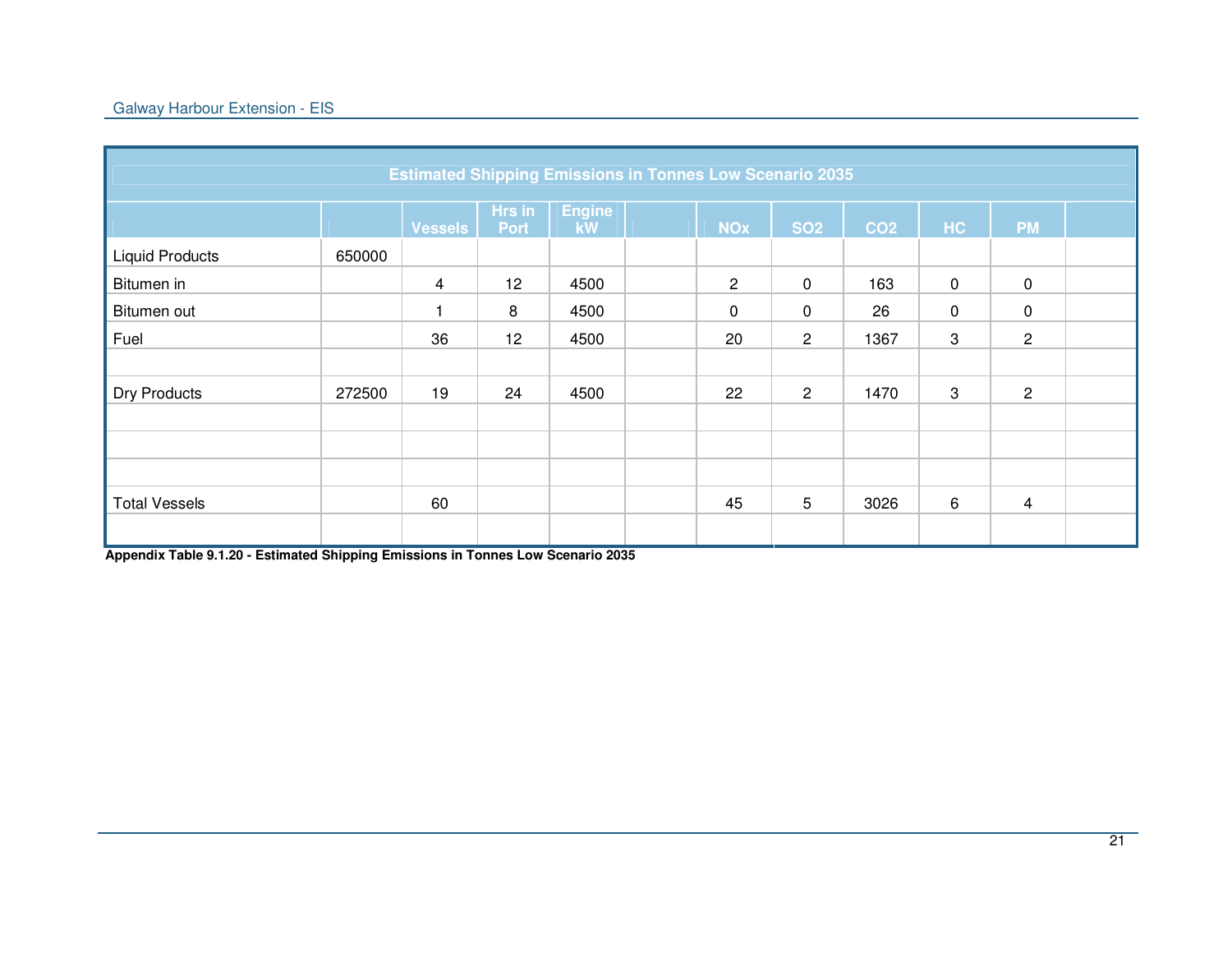| Estimated Shipping Emissions in Tonnes Low Scenario 2035 | | | | | | | | | | | |
|---|---|---|---|---|---|---|---|---|---|---|---|
| | | Vessels | Hrs in Port | Engine kW | | NOx | SO2 | CO2 | HC | PM | |
| Liquid Products | 650000 | | | | | | | | | | |
| Bitumen in | | 4 | 12 | 4500 | | 2 | 0 | 163 | 0 | 0 | |
| Bitumen out | | 1 | 8 | 4500 | | 0 | 0 | 26 | 0 | 0 | |
| Fuel | | 36 | 12 | 4500 | | 20 | 2 | 1367 | 3 | 2 | |
| | | | | | | | | | | | |
| Dry Products | 272500 | 19 | 24 | 4500 | | 22 | 2 | 1470 | 3 | 2 | |
| | | | | | | | | | | | |
| | | | | | | | | | | | |
| | | | | | | | | | | | |
| Total Vessels | | 60 | | | | 45 | 5 | 3026 | 6 | 4 | |
| | | | | | | | | | | | |

**Appendix Table 9.1.20 - Estimated Shipping Emissions in Tonnes Low Scenario 2035**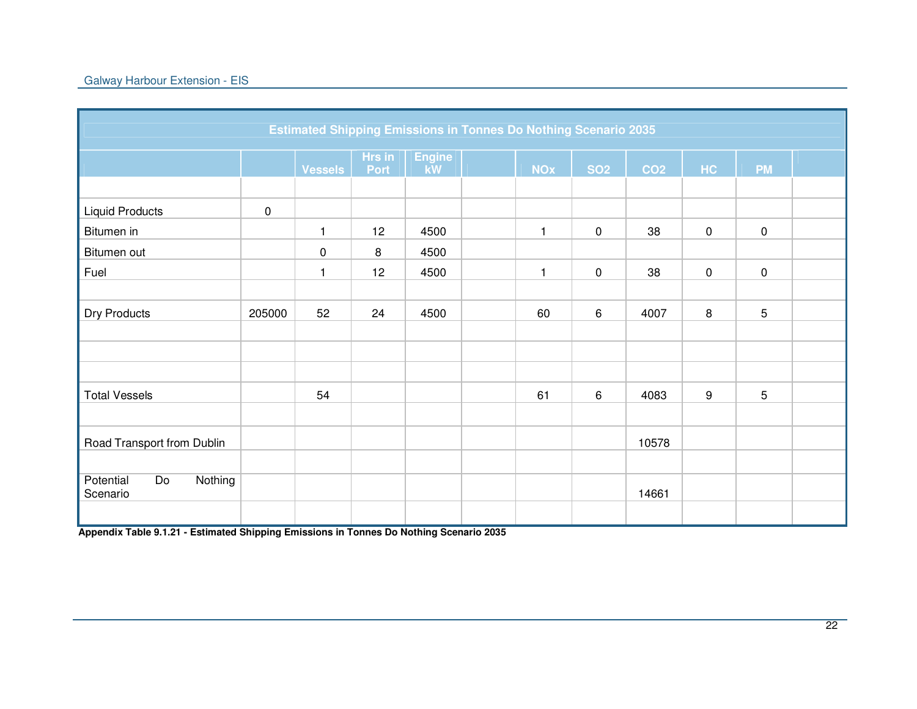| Estimated Shipping Emissions in Tonnes Do Nothing Scenario 2035 | | | | | | | | | | | |
|---|---|---|---|---|---|---|---|---|---|---|---|
| | | Vessels | Hrs in Port | Engine kW | | NOx | SO2 | CO2 | HC | PM | |
| | | | | | | | | | | | |
| Liquid Products | 0 | | | | | | | | | | |
| Bitumen in | | 1 | 12 | 4500 | | 1 | 0 | 38 | 0 | 0 | |
| Bitumen out | | 0 | 8 | 4500 | | | | | | | |
| Fuel | | 1 | 12 | 4500 | | 1 | 0 | 38 | 0 | 0 | |
| | | | | | | | | | | | |
| Dry Products | 205000 | 52 | 24 | 4500 | | 60 | 6 | 4007 | 8 | 5 | |
| | | | | | | | | | | | |
| | | | | | | | | | | | |
| | | | | | | | | | | | |
| Total Vessels | | 54 | | | | 61 | 6 | 4083 | 9 | 5 | |
| | | | | | | | | | | | |
| Road Transport from Dublin | | | | | | | | 10578 | | | |
| | | | | | | | | | | | |
| Potential Do Nothing Scenario | | | | | | | | 14661 | | | |
| | | | | | | | | | | | |

**Appendix Table 9.1.21 - Estimated Shipping Emissions in Tonnes Do Nothing Scenario 2035**